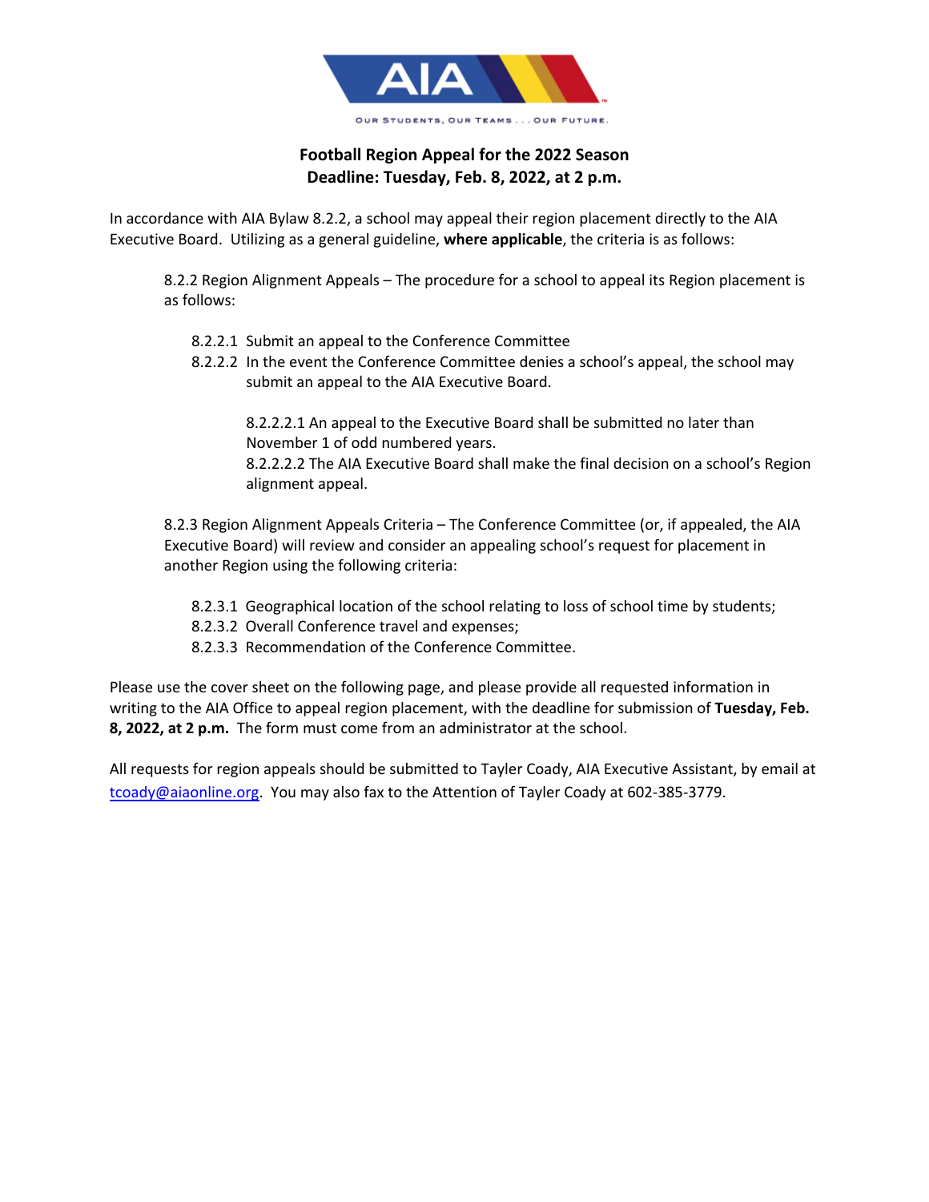AIA

OUR STUDENTS, OUR TEAMS . . . OUR FUTURE.

**Football Region Appeal for the 2022 Season**
**Deadline: Tuesday, Feb. 8, 2022, at 2 p.m.**

In accordance with AIA Bylaw 8.2.2, a school may appeal their region placement directly to the AIA Executive Board. Utilizing as a general guideline, **where applicable**, the criteria is as follows:

> 8.2.2 Region Alignment Appeals – The procedure for a school to appeal its Region placement is as follows:
>
> 8.2.2.1 Submit an appeal to the Conference Committee
> 8.2.2.2 In the event the Conference Committee denies a school's appeal, the school may submit an appeal to the AIA Executive Board.
>
> 8.2.2.2.1 An appeal to the Executive Board shall be submitted no later than November 1 of odd numbered years.
> 8.2.2.2.2 The AIA Executive Board shall make the final decision on a school's Region alignment appeal.
>
> 8.2.3 Region Alignment Appeals Criteria – The Conference Committee (or, if appealed, the AIA Executive Board) will review and consider an appealing school's request for placement in another Region using the following criteria:
>
> 8.2.3.1 Geographical location of the school relating to loss of school time by students;
> 8.2.3.2 Overall Conference travel and expenses;
> 8.2.3.3 Recommendation of the Conference Committee.

Please use the cover sheet on the following page, and please provide all requested information in writing to the AIA Office to appeal region placement, with the deadline for submission of **Tuesday, Feb. 8, 2022, at 2 p.m.** The form must come from an administrator at the school.

All requests for region appeals should be submitted to Tayler Coady, AIA Executive Assistant, by email at tcoady@aiaonline.org. You may also fax to the Attention of Tayler Coady at 602-385-3779.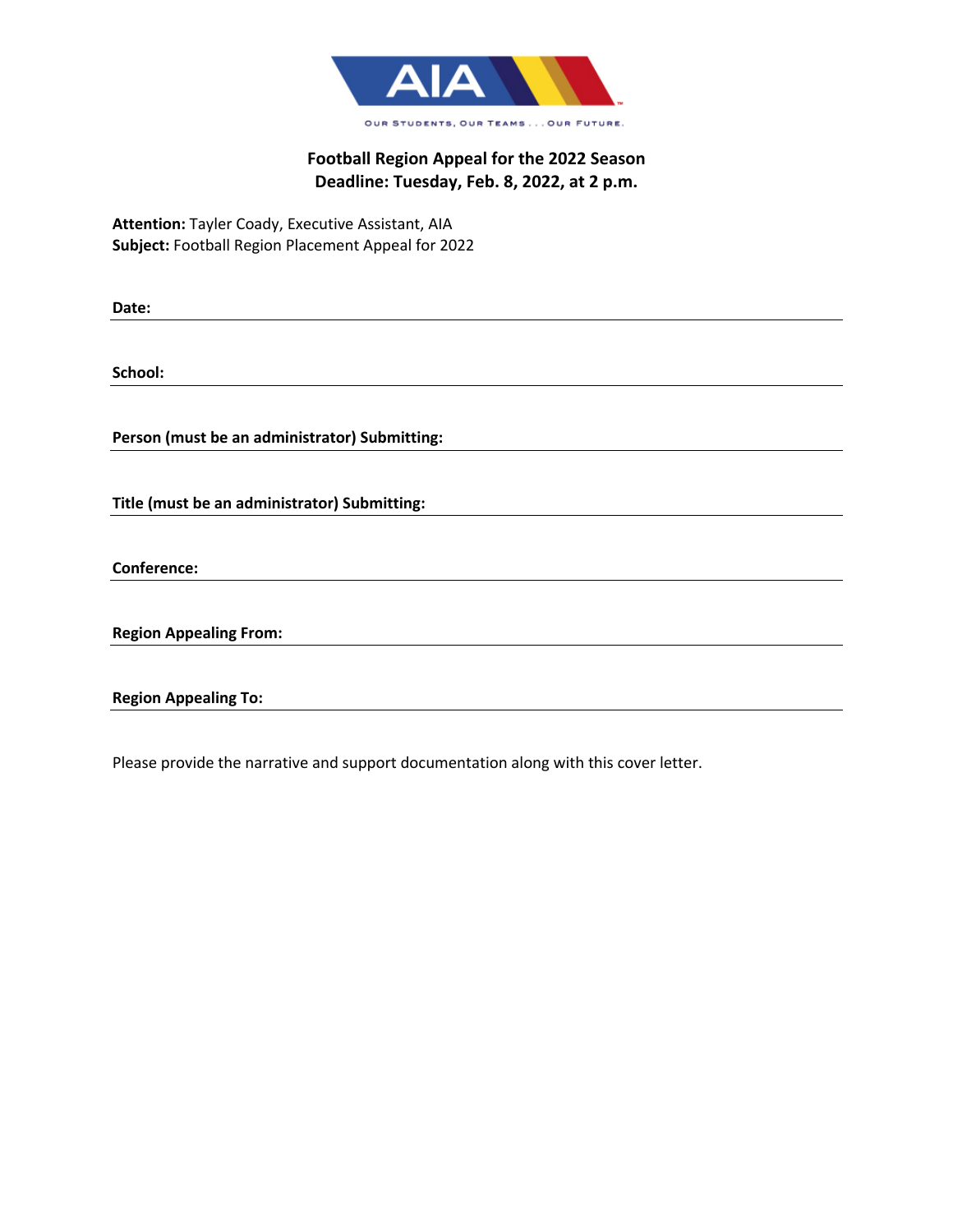AIA

Our Students, Our Teams . . . Our Future.

**Football Region Appeal for the 2022 Season**
**Deadline: Tuesday, Feb. 8, 2022, at 2 p.m.**

**Attention:** Tayler Coady, Executive Assistant, AIA
**Subject:** Football Region Placement Appeal for 2022

**Date:** ______________________________

**School:** ______________________________

**Person (must be an administrator) Submitting:** ______________________________

**Title (must be an administrator) Submitting:** ______________________________

**Conference:** ______________________________

**Region Appealing From:** ______________________________

**Region Appealing To:** ______________________________

Please provide the narrative and support documentation along with this cover letter.